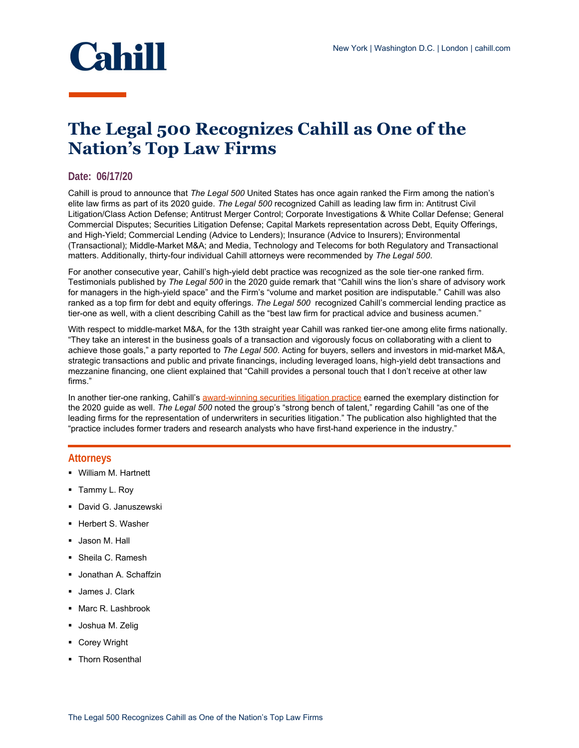Cahill

New York | Washington D.C. | London | cahill.com

# The Legal 500 Recognizes Cahill as One of the Nation's Top Law Firms

**Date: 06/17/20**

Cahill is proud to announce that *The Legal 500* United States has once again ranked the Firm among the nation's elite law firms as part of its 2020 guide. *The Legal 500* recognized Cahill as leading law firm in: Antitrust Civil Litigation/Class Action Defense; Antitrust Merger Control; Corporate Investigations & White Collar Defense; General Commercial Disputes; Securities Litigation Defense; Capital Markets representation across Debt, Equity Offerings, and High-Yield; Commercial Lending (Advice to Lenders); Insurance (Advice to Insurers); Environmental (Transactional); Middle-Market M&A; and Media, Technology and Telecoms for both Regulatory and Transactional matters. Additionally, thirty-four individual Cahill attorneys were recommended by *The Legal 500*.

For another consecutive year, Cahill's high-yield debt practice was recognized as the sole tier-one ranked firm. Testimonials published by *The Legal 500* in the 2020 guide remark that "Cahill wins the lion's share of advisory work for managers in the high-yield space" and the Firm's "volume and market position are indisputable." Cahill was also ranked as a top firm for debt and equity offerings. *The Legal 500* recognized Cahill's commercial lending practice as tier-one as well, with a client describing Cahill as the "best law firm for practical advice and business acumen."

With respect to middle-market M&A, for the 13th straight year Cahill was ranked tier-one among elite firms nationally. "They take an interest in the business goals of a transaction and vigorously focus on collaborating with a client to achieve those goals," a party reported to *The Legal 500*. Acting for buyers, sellers and investors in mid-market M&A, strategic transactions and public and private financings, including leveraged loans, high-yield debt transactions and mezzanine financing, one client explained that "Cahill provides a personal touch that I don't receive at other law firms."

In another tier-one ranking, Cahill's award-winning securities litigation practice earned the exemplary distinction for the 2020 guide as well. *The Legal 500* noted the group's "strong bench of talent," regarding Cahill "as one of the leading firms for the representation of underwriters in securities litigation." The publication also highlighted that the "practice includes former traders and research analysts who have first-hand experience in the industry."

## Attorneys

- William M. Hartnett
- Tammy L. Roy
- David G. Januszewski
- Herbert S. Washer
- Jason M. Hall
- Sheila C. Ramesh
- Jonathan A. Schaffzin
- James J. Clark
- Marc R. Lashbrook
- Joshua M. Zelig
- Corey Wright
- Thorn Rosenthal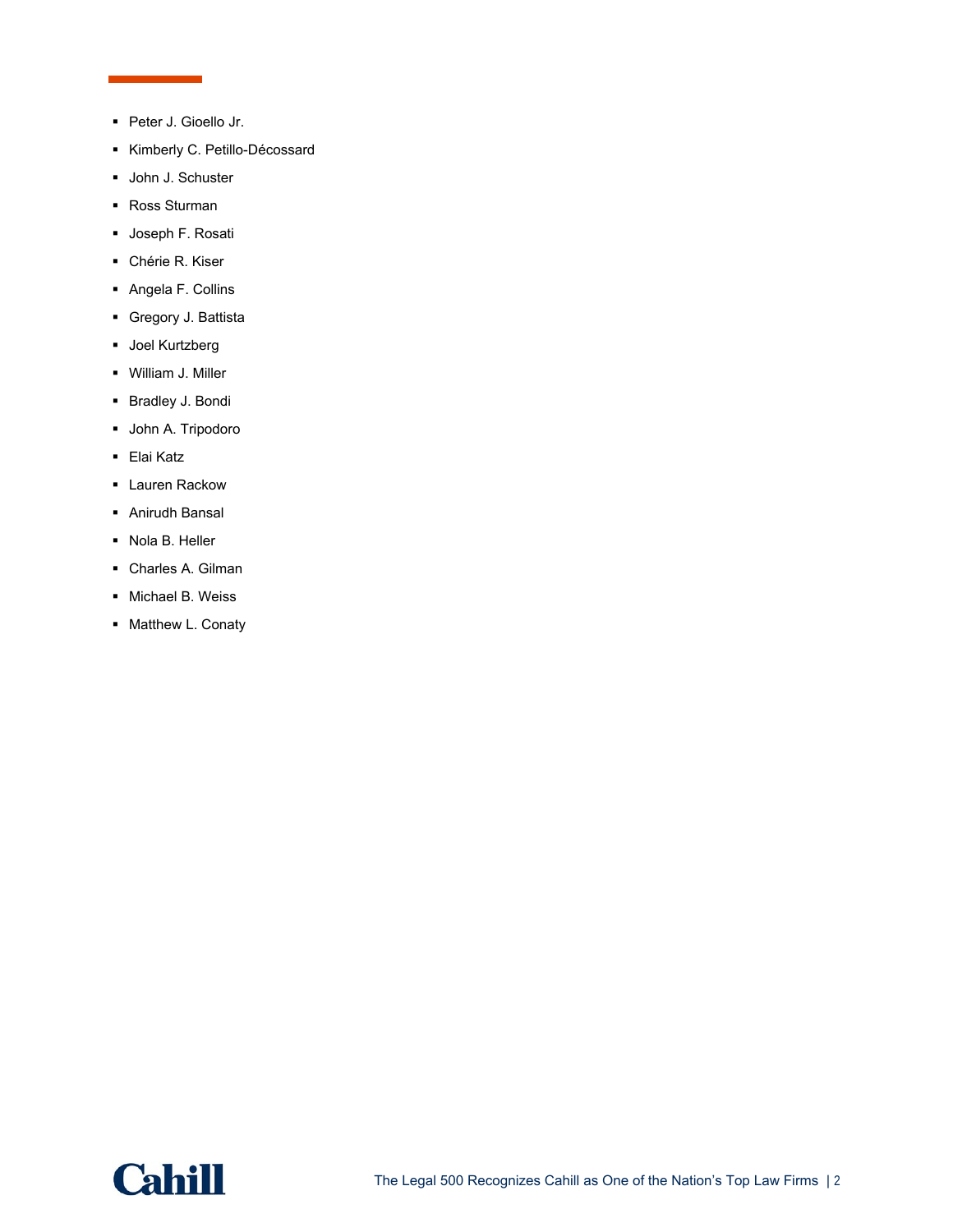- Peter J. Gioello Jr.
- Kimberly C. Petillo-Décossard
- John J. Schuster
- Ross Sturman
- Joseph F. Rosati
- Chérie R. Kiser
- Angela F. Collins
- Gregory J. Battista
- Joel Kurtzberg
- William J. Miller
- Bradley J. Bondi
- John A. Tripodoro
- Elai Katz
- Lauren Rackow
- Anirudh Bansal
- Nola B. Heller
- Charles A. Gilman
- Michael B. Weiss
- Matthew L. Conaty